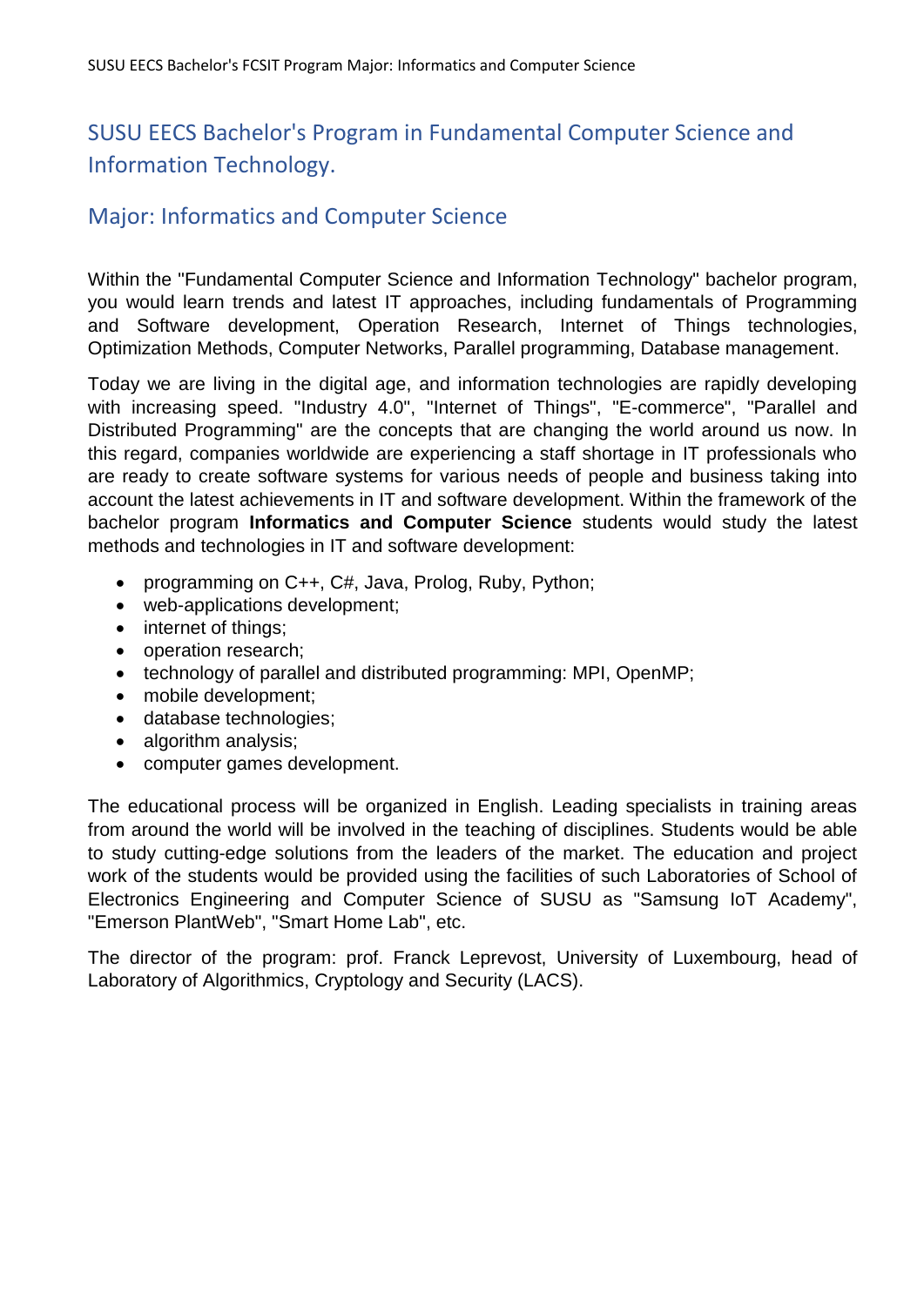# SUSU EECS Bachelor's Program in Fundamental Computer Science and Information Technology.

## Major: Informatics and Computer Science

Within the "Fundamental Computer Science and Information Technology" bachelor program, you would learn trends and latest IT approaches, including fundamentals of Programming and Software development, Operation Research, Internet of Things technologies, Optimization Methods, Computer Networks, Parallel programming, Database management.

Today we are living in the digital age, and information technologies are rapidly developing with increasing speed. "Industry 4.0", "Internet of Things", "E-commerce", "Parallel and Distributed Programming" are the concepts that are changing the world around us now. In this regard, companies worldwide are experiencing a staff shortage in IT professionals who are ready to create software systems for various needs of people and business taking into account the latest achievements in IT and software development. Within the framework of the bachelor program **Informatics and Computer Science** students would study the latest methods and technologies in IT and software development:

- programming on C++, C#, Java, Prolog, Ruby, Python;
- web-applications development;
- internet of things;
- operation research;
- technology of parallel and distributed programming: MPI, OpenMP;
- mobile development;
- database technologies;
- algorithm analysis;
- computer games development.

The educational process will be organized in English. Leading specialists in training areas from around the world will be involved in the teaching of disciplines. Students would be able to study cutting-edge solutions from the leaders of the market. The education and project work of the students would be provided using the facilities of such Laboratories of School of Electronics Engineering and Computer Science of SUSU as "Samsung IoT Academy", "Emerson PlantWeb", "Smart Home Lab", etc.

The director of the program: prof. Franck Leprevost, University of Luxembourg, head of Laboratory of Algorithmics, Cryptology and Security (LACS).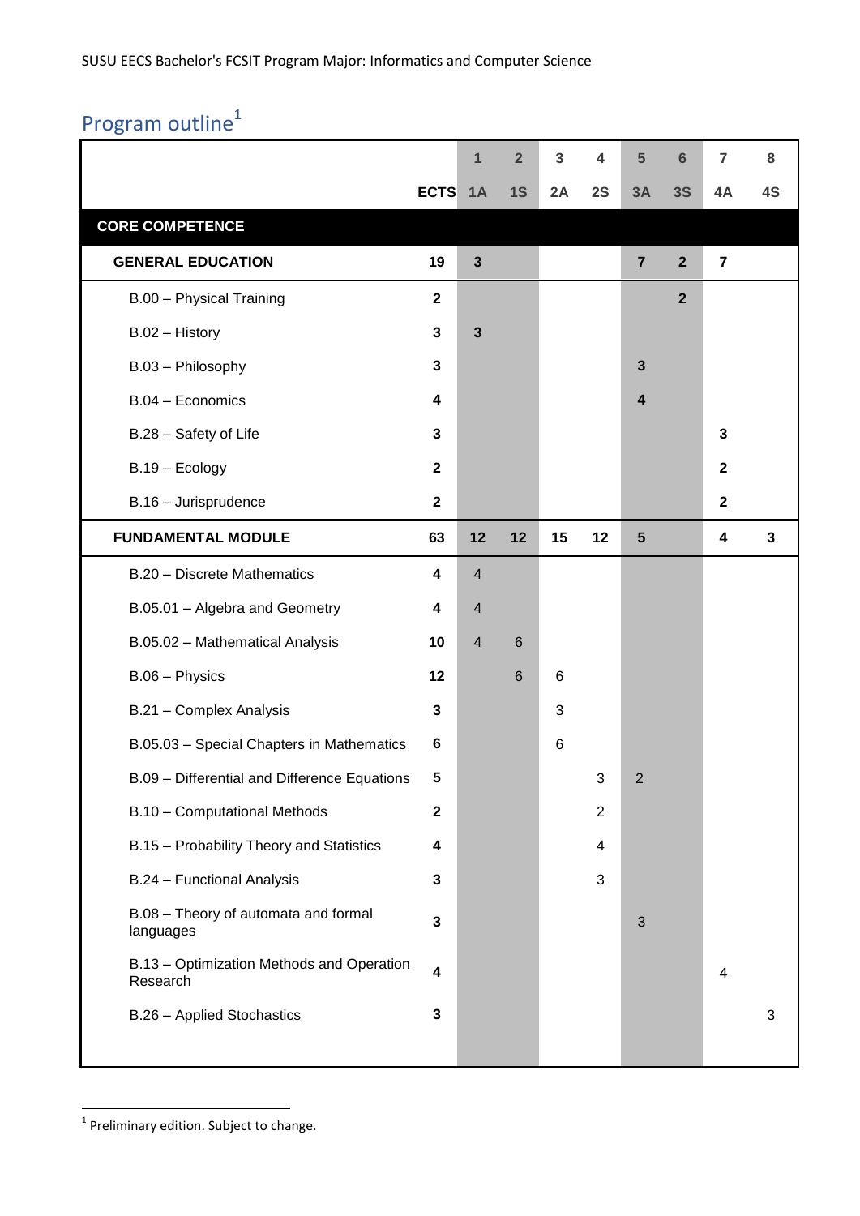## Program outline[1]

| | ECTS | 1<br>1A | 2<br>1S | 3<br>2A | 4<br>2S | 5<br>3A | 6<br>3S | 7<br>4A | 8<br>4S |
|---|---|---|---|---|---|---|---|---|---|
| **CORE COMPETENCE** | | | | | | | | | |
| **GENERAL EDUCATION** | **19** | **3** | | | | **7** | **2** | **7** | |
| B.00 – Physical Training | **2** | | | | | | **2** | | |
| B.02 – History | **3** | **3** | | | | | | | |
| B.03 – Philosophy | **3** | | | | | **3** | | | |
| B.04 – Economics | **4** | | | | | **4** | | | |
| B.28 – Safety of Life | **3** | | | | | | | **3** | |
| B.19 – Ecology | **2** | | | | | | | **2** | |
| B.16 – Jurisprudence | **2** | | | | | | | **2** | |
| **FUNDAMENTAL MODULE** | **63** | **12** | **12** | **15** | **12** | **5** | | **4** | **3** |
| B.20 – Discrete Mathematics | **4** | 4 | | | | | | | |
| B.05.01 – Algebra and Geometry | **4** | 4 | | | | | | | |
| B.05.02 – Mathematical Analysis | **10** | 4 | 6 | | | | | | |
| B.06 – Physics | **12** | | 6 | 6 | | | | | |
| B.21 – Complex Analysis | **3** | | | 3 | | | | | |
| B.05.03 – Special Chapters in Mathematics | **6** | | | 6 | | | | | |
| B.09 – Differential and Difference Equations | **5** | | | | 3 | 2 | | | |
| B.10 – Computational Methods | **2** | | | | 2 | | | | |
| B.15 – Probability Theory and Statistics | **4** | | | | 4 | | | | |
| B.24 – Functional Analysis | **3** | | | | 3 | | | | |
| B.08 – Theory of automata and formal languages | **3** | | | | | 3 | | | |
| B.13 – Optimization Methods and Operation Research | **4** | | | | | | | 4 | |
| B.26 – Applied Stochastics | **3** | | | | | | | | 3 |

[1] Preliminary edition. Subject to change.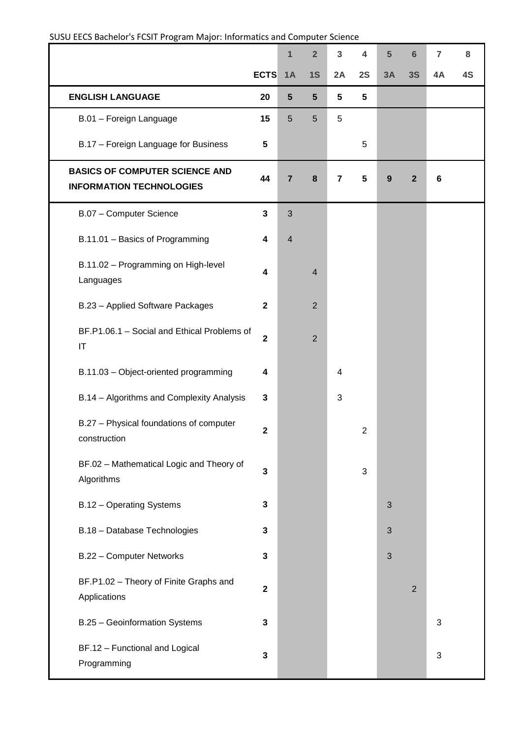SUSU EECS Bachelor's FCSIT Program Major: Informatics and Computer Science

| | | 1 | 2 | 3 | 4 | 5 | 6 | 7 | 8 |
|---|---|---|---|---|---|---|---|---|---|
| | **ECTS** | **1A** | **1S** | **2A** | **2S** | **3A** | **3S** | **4A** | **4S** |
| **ENGLISH LANGUAGE** | **20** | **5** | **5** | **5** | **5** | | | | |
| B.01 – Foreign Language | **15** | 5 | 5 | 5 | | | | | |
| B.17 – Foreign Language for Business | **5** | | | | 5 | | | | |
| **BASICS OF COMPUTER SCIENCE AND INFORMATION TECHNOLOGIES** | **44** | **7** | **8** | **7** | **5** | **9** | **2** | **6** | |
| B.07 – Computer Science | **3** | 3 | | | | | | | |
| B.11.01 – Basics of Programming | **4** | 4 | | | | | | | |
| B.11.02 – Programming on High-level Languages | **4** | | 4 | | | | | | |
| B.23 – Applied Software Packages | **2** | | 2 | | | | | | |
| BF.P1.06.1 – Social and Ethical Problems of IT | **2** | | 2 | | | | | | |
| B.11.03 – Object-oriented programming | **4** | | | 4 | | | | | |
| B.14 – Algorithms and Complexity Analysis | **3** | | | 3 | | | | | |
| B.27 – Physical foundations of computer construction | **2** | | | | 2 | | | | |
| BF.02 – Mathematical Logic and Theory of Algorithms | **3** | | | | 3 | | | | |
| B.12 – Operating Systems | **3** | | | | | 3 | | | |
| B.18 – Database Technologies | **3** | | | | | 3 | | | |
| B.22 – Computer Networks | **3** | | | | | 3 | | | |
| BF.P1.02 – Theory of Finite Graphs and Applications | **2** | | | | | | 2 | | |
| B.25 – Geoinformation Systems | **3** | | | | | | | 3 | |
| BF.12 – Functional and Logical Programming | **3** | | | | | | | 3 | |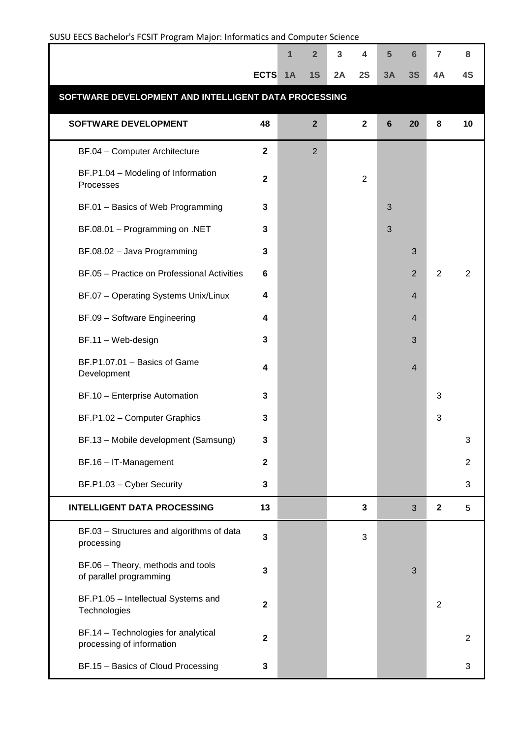SUSU EECS Bachelor's FCSIT Program Major: Informatics and Computer Science

| | | 1 | 2 | 3 | 4 | 5 | 6 | 7 | 8 |
|---|---|---|---|---|---|---|---|---|---|
| | **ECTS** | **1A** | **1S** | **2A** | **2S** | **3A** | **3S** | **4A** | **4S** |
| **SOFTWARE DEVELOPMENT AND INTELLIGENT DATA PROCESSING** | | | | | | | | | |
| **SOFTWARE DEVELOPMENT** | **48** | | **2** | | **2** | **6** | **20** | **8** | **10** |
| BF.04 – Computer Architecture | **2** | | 2 | | | | | | |
| BF.P1.04 – Modeling of Information Processes | **2** | | | | 2 | | | | |
| BF.01 – Basics of Web Programming | **3** | | | | | 3 | | | |
| BF.08.01 – Programming on .NET | **3** | | | | | 3 | | | |
| BF.08.02 – Java Programming | **3** | | | | | | 3 | | |
| BF.05 – Practice on Professional Activities | **6** | | | | | | 2 | 2 | 2 |
| BF.07 – Operating Systems Unix/Linux | **4** | | | | | | 4 | | |
| BF.09 – Software Engineering | **4** | | | | | | 4 | | |
| BF.11 – Web-design | **3** | | | | | | 3 | | |
| BF.P1.07.01 – Basics of Game Development | **4** | | | | | | 4 | | |
| BF.10 – Enterprise Automation | **3** | | | | | | | 3 | |
| BF.P1.02 – Computer Graphics | **3** | | | | | | | 3 | |
| BF.13 – Mobile development (Samsung) | **3** | | | | | | | | 3 |
| BF.16 – IT-Management | **2** | | | | | | | | 2 |
| BF.P1.03 – Cyber Security | **3** | | | | | | | | 3 |
| **INTELLIGENT DATA PROCESSING** | **13** | | | | **3** | | 3 | **2** | 5 |
| BF.03 – Structures and algorithms of data processing | **3** | | | | 3 | | | | |
| BF.06 – Theory, methods and tools of parallel programming | **3** | | | | | | 3 | | |
| BF.P1.05 – Intellectual Systems and Technologies | **2** | | | | | | | 2 | |
| BF.14 – Technologies for analytical processing of information | **2** | | | | | | | | 2 |
| BF.15 – Basics of Cloud Processing | **3** | | | | | | | | 3 |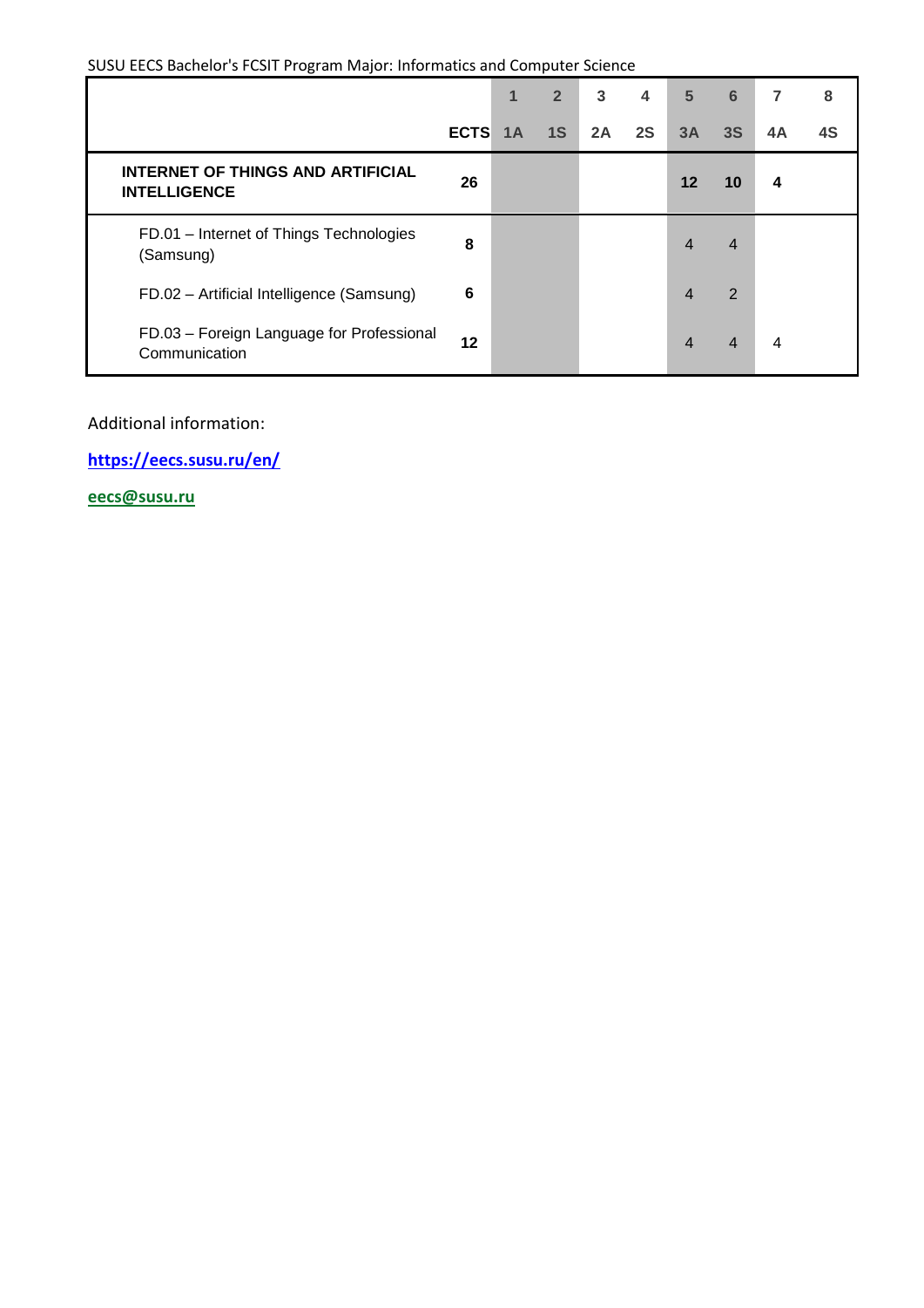SUSU EECS Bachelor's FCSIT Program Major: Informatics and Computer Science

| | ECTS | 1<br>1A | 2<br>1S | 3<br>2A | 4<br>2S | 5<br>3A | 6<br>3S | 7<br>4A | 8<br>4S |
|---|---|---|---|---|---|---|---|---|---|
| **INTERNET OF THINGS AND ARTIFICIAL INTELLIGENCE** | **26** | | | | | **12** | **10** | **4** | |
| FD.01 – Internet of Things Technologies (Samsung) | **8** | | | | | 4 | 4 | | |
| FD.02 – Artificial Intelligence (Samsung) | **6** | | | | | 4 | 2 | | |
| FD.03 – Foreign Language for Professional Communication | **12** | | | | | 4 | 4 | 4 | |

Additional information:

**https://eecs.susu.ru/en/**

**eecs@susu.ru**